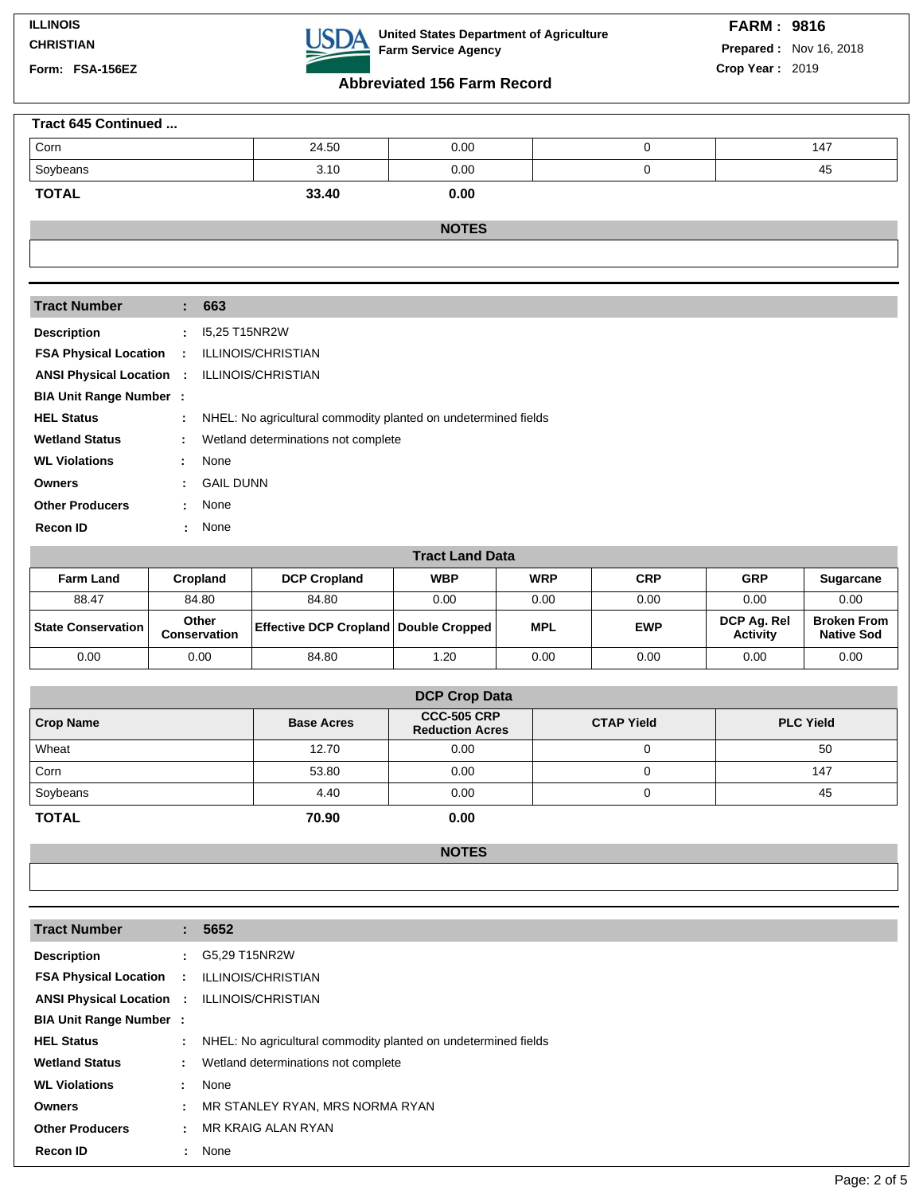ILLINOIS
CHRISTIAN
Form: FSA-156EZ

United States Department of Agriculture
Farm Service Agency

**Abbreviated 156 Farm Record**

**FARM : 9816**
**Prepared :** Nov 16, 2018
**Crop Year :** 2019

**Tract 645 Continued ...**

| Crop Name | Base Acres | CCC-505 CRP Reduction Acres | CTAP Yield | PLC Yield |
|---|---|---|---|---|
| Corn | 24.50 | 0.00 | 0 | 147 |
| Soybeans | 3.10 | 0.00 | 0 | 45 |
| **TOTAL** | **33.40** | **0.00** | | |

**NOTES**

---

| **Tract Number** | **:** | **663** |
|---|---|---|
| **Description** | : | I5,25 T15NR2W |
| **FSA Physical Location** | : | ILLINOIS/CHRISTIAN |
| **ANSI Physical Location** | : | ILLINOIS/CHRISTIAN |
| **BIA Unit Range Number** | : | |
| **HEL Status** | : | NHEL: No agricultural commodity planted on undetermined fields |
| **Wetland Status** | : | Wetland determinations not complete |
| **WL Violations** | : | None |
| **Owners** | : | GAIL DUNN |
| **Other Producers** | : | None |
| **Recon ID** | : | None |

**Tract Land Data**

| Farm Land | Cropland | DCP Cropland | WBP | WRP | CRP | GRP | Sugarcane |
|---|---|---|---|---|---|---|---|
| 88.47 | 84.80 | 84.80 | 0.00 | 0.00 | 0.00 | 0.00 | 0.00 |
| **State Conservation** | **Other Conservation** | **Effective DCP Cropland** | **Double Cropped** | **MPL** | **EWP** | **DCP Ag. Rel Activity** | **Broken From Native Sod** |
| 0.00 | 0.00 | 84.80 | 1.20 | 0.00 | 0.00 | 0.00 | 0.00 |

**DCP Crop Data**

| Crop Name | Base Acres | CCC-505 CRP Reduction Acres | CTAP Yield | PLC Yield |
|---|---|---|---|---|
| Wheat | 12.70 | 0.00 | 0 | 50 |
| Corn | 53.80 | 0.00 | 0 | 147 |
| Soybeans | 4.40 | 0.00 | 0 | 45 |
| **TOTAL** | **70.90** | **0.00** | | |

**NOTES**

---

| **Tract Number** | **:** | **5652** |
|---|---|---|
| **Description** | : | G5,29 T15NR2W |
| **FSA Physical Location** | : | ILLINOIS/CHRISTIAN |
| **ANSI Physical Location** | : | ILLINOIS/CHRISTIAN |
| **BIA Unit Range Number** | : | |
| **HEL Status** | : | NHEL: No agricultural commodity planted on undetermined fields |
| **Wetland Status** | : | Wetland determinations not complete |
| **WL Violations** | : | None |
| **Owners** | : | MR STANLEY RYAN, MRS NORMA RYAN |
| **Other Producers** | : | MR KRAIG ALAN RYAN |
| **Recon ID** | : | None |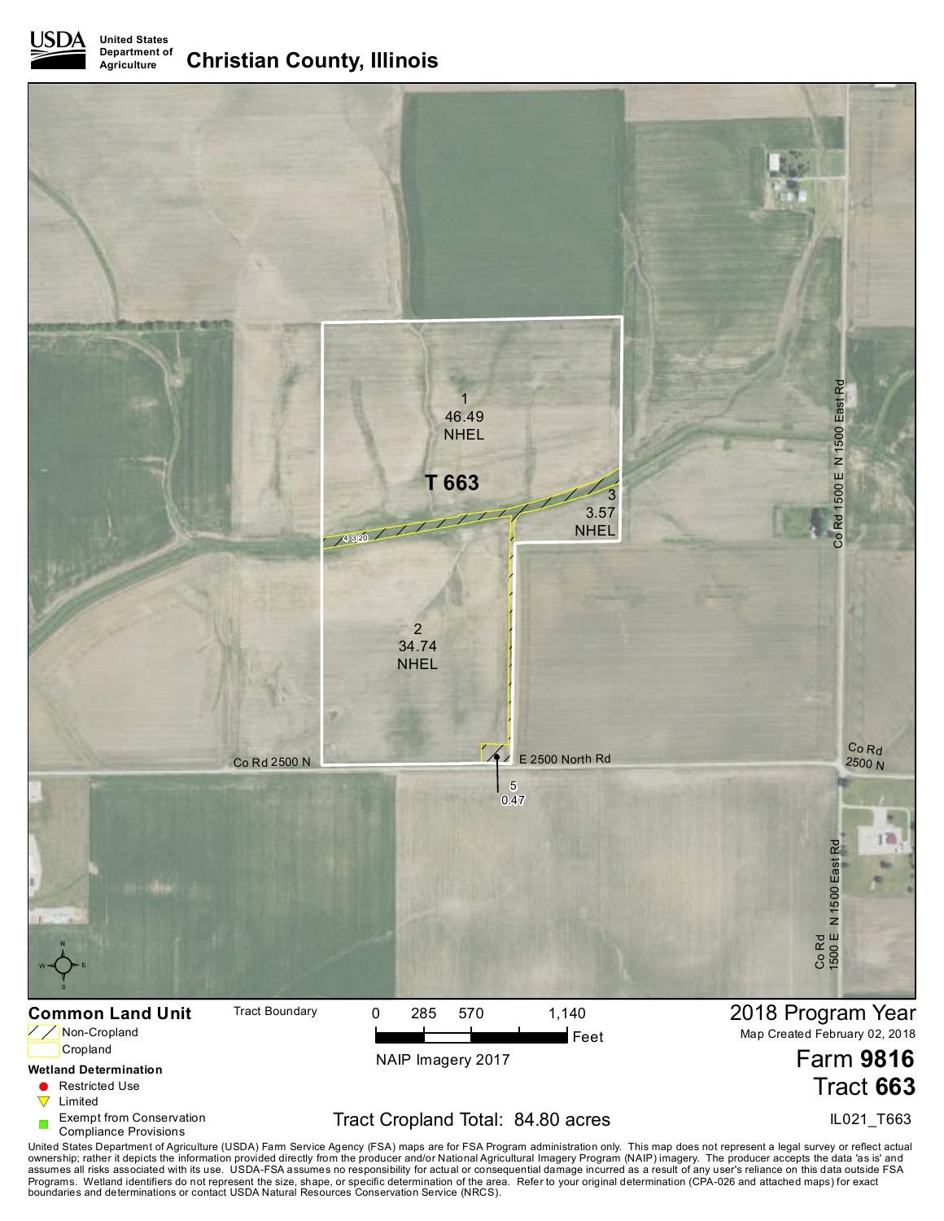USDA United States Department of Agriculture

# Christian County, Illinois

1
46.49
NHEL

T 663

3
3.57
NHEL

4 3.20

2
34.74
NHEL

5
0.47

Co Rd 2500 N

E 2500 North Rd

Co Rd 2500 N

Co Rd 1500 E N 1500 East Rd

Co Rd 1500 E N 1500 East Rd

N
W E
S

**Common Land Unit**

Non-Cropland

Cropland

Tract Boundary

**Wetland Determination**

Restricted Use

Limited

Exempt from Conservation Compliance Provisions

0 285 570 1,140 Feet

NAIP Imagery 2017

Tract Cropland Total: 84.80 acres

2018 Program Year

Map Created February 02, 2018

Farm **9816**

Tract **663**

IL021_T663

United States Department of Agriculture (USDA) Farm Service Agency (FSA) maps are for FSA Program administration only. This map does not represent a legal survey or reflect actual ownership; rather it depicts the information provided directly from the producer and/or National Agricultural Imagery Program (NAIP) imagery. The producer accepts the data 'as is' and assumes all risks associated with its use. USDA-FSA assumes no responsibility for actual or consequential damage incurred as a result of any user's reliance on this data outside FSA Programs. Wetland identifiers do not represent the size, shape, or specific determination of the area. Refer to your original determination (CPA-026 and attached maps) for exact boundaries and determinations or contact USDA Natural Resources Conservation Service (NRCS).